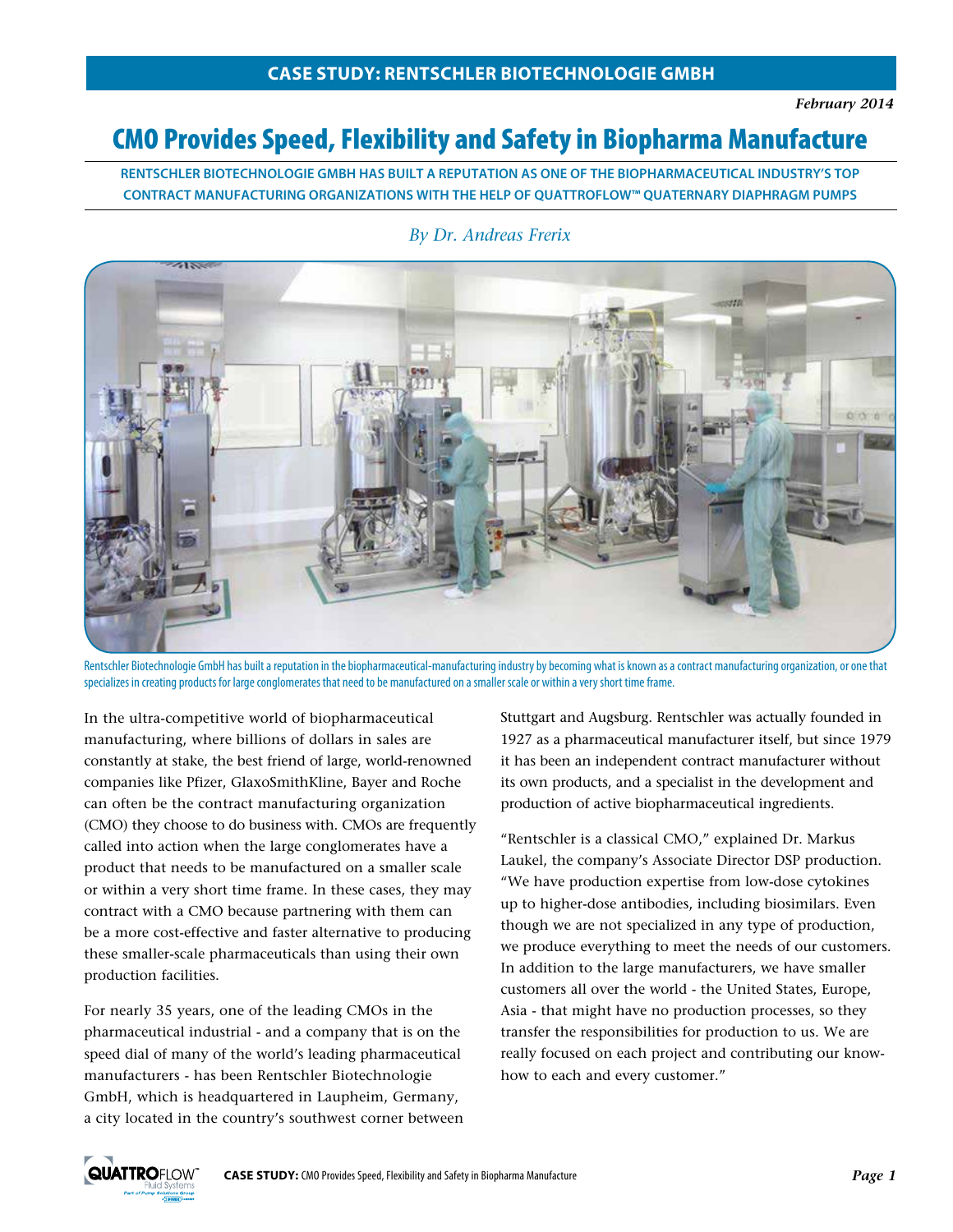**CASE STUDY: RENTSCHLER BIOTECHNOLOGIE GMBH**

*February 2014*

# CMO Provides Speed, Flexibility and Safety in Biopharma Manufacture

**RENTSCHLER BIOTECHNOLOGIE GMBH HAS BUILT A REPUTATION AS ONE OF THE BIOPHARMACEUTICAL INDUSTRY'S TOP CONTRACT MANUFACTURING ORGANIZATIONS WITH THE HELP OF QUATTROFLOW™ QUATERNARY DIAPHRAGM PUMPS**

*By Dr. Andreas Frerix*

Rentschler Biotechnologie GmbH has built a reputation in the biopharmaceutical-manufacturing industry by becoming what is known as a contract manufacturing organization, or one that specializes in creating products for large conglomerates that need to be manufactured on a smaller scale or within a very short time frame.

In the ultra-competitive world of biopharmaceutical manufacturing, where billions of dollars in sales are constantly at stake, the best friend of large, world-renowned companies like Pfizer, GlaxoSmithKline, Bayer and Roche can often be the contract manufacturing organization (CMO) they choose to do business with. CMOs are frequently called into action when the large conglomerates have a product that needs to be manufactured on a smaller scale or within a very short time frame. In these cases, they may contract with a CMO because partnering with them can be a more cost-effective and faster alternative to producing these smaller-scale pharmaceuticals than using their own production facilities.

For nearly 35 years, one of the leading CMOs in the pharmaceutical industrial - and a company that is on the speed dial of many of the world's leading pharmaceutical manufacturers - has been Rentschler Biotechnologie GmbH, which is headquartered in Laupheim, Germany, a city located in the country's southwest corner between Stuttgart and Augsburg. Rentschler was actually founded in 1927 as a pharmaceutical manufacturer itself, but since 1979 it has been an independent contract manufacturer without its own products, and a specialist in the development and production of active biopharmaceutical ingredients.

"Rentschler is a classical CMO," explained Dr. Markus Laukel, the company's Associate Director DSP production. "We have production expertise from low-dose cytokines up to higher-dose antibodies, including biosimilars. Even though we are not specialized in any type of production, we produce everything to meet the needs of our customers. In addition to the large manufacturers, we have smaller customers all over the world - the United States, Europe, Asia - that might have no production processes, so they transfer the responsibilities for production to us. We are really focused on each project and contributing our know-how to each and every customer."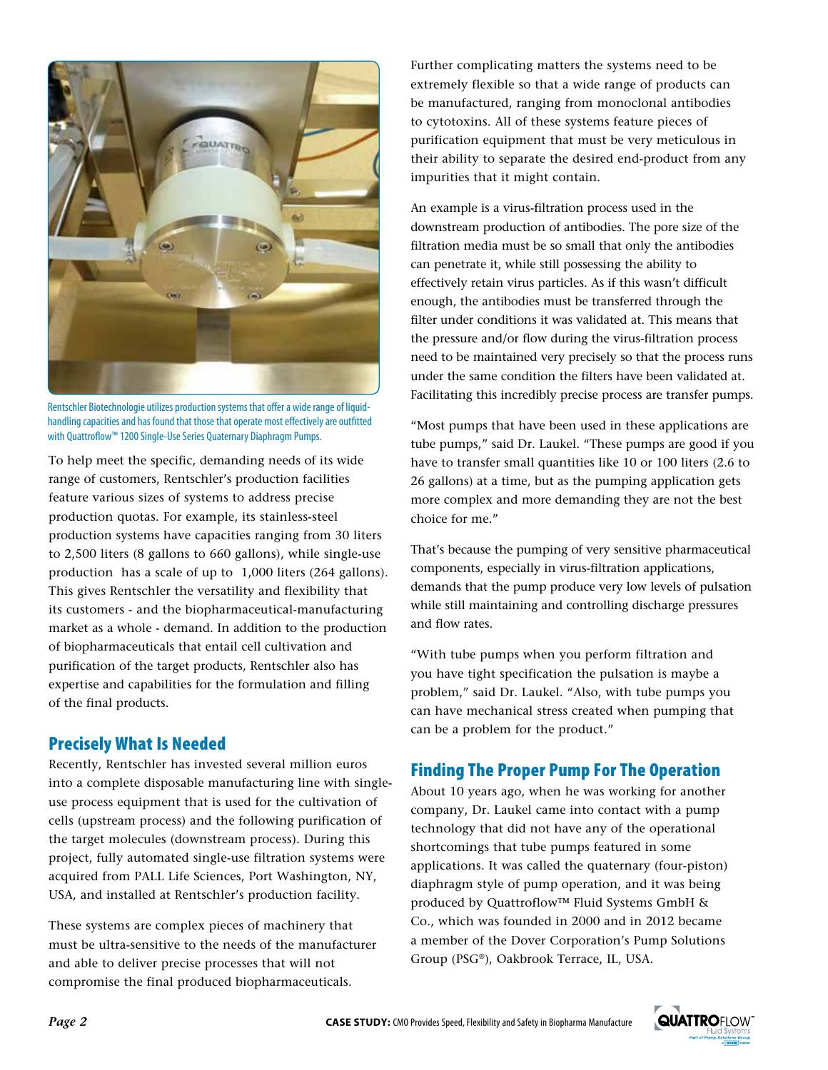Rentschler Biotechnologie utilizes production systems that offer a wide range of liquid-handling capacities and has found that those that operate most effectively are outfitted with Quattroflow™ 1200 Single-Use Series Quaternary Diaphragm Pumps.

To help meet the specific, demanding needs of its wide range of customers, Rentschler's production facilities feature various sizes of systems to address precise production quotas. For example, its stainless-steel production systems have capacities ranging from 30 liters to 2,500 liters (8 gallons to 660 gallons), while single-use production has a scale of up to 1,000 liters (264 gallons). This gives Rentschler the versatility and flexibility that its customers - and the biopharmaceutical-manufacturing market as a whole - demand. In addition to the production of biopharmaceuticals that entail cell cultivation and purification of the target products, Rentschler also has expertise and capabilities for the formulation and filling of the final products.

## Precisely What Is Needed

Recently, Rentschler has invested several million euros into a complete disposable manufacturing line with single-use process equipment that is used for the cultivation of cells (upstream process) and the following purification of the target molecules (downstream process). During this project, fully automated single-use filtration systems were acquired from PALL Life Sciences, Port Washington, NY, USA, and installed at Rentschler's production facility.

These systems are complex pieces of machinery that must be ultra-sensitive to the needs of the manufacturer and able to deliver precise processes that will not compromise the final produced biopharmaceuticals.

Further complicating matters the systems need to be extremely flexible so that a wide range of products can be manufactured, ranging from monoclonal antibodies to cytotoxins. All of these systems feature pieces of purification equipment that must be very meticulous in their ability to separate the desired end-product from any impurities that it might contain.

An example is a virus-filtration process used in the downstream production of antibodies. The pore size of the filtration media must be so small that only the antibodies can penetrate it, while still possessing the ability to effectively retain virus particles. As if this wasn't difficult enough, the antibodies must be transferred through the filter under conditions it was validated at. This means that the pressure and/or flow during the virus-filtration process need to be maintained very precisely so that the process runs under the same condition the filters have been validated at. Facilitating this incredibly precise process are transfer pumps.

"Most pumps that have been used in these applications are tube pumps," said Dr. Laukel. "These pumps are good if you have to transfer small quantities like 10 or 100 liters (2.6 to 26 gallons) at a time, but as the pumping application gets more complex and more demanding they are not the best choice for me."

That's because the pumping of very sensitive pharmaceutical components, especially in virus-filtration applications, demands that the pump produce very low levels of pulsation while still maintaining and controlling discharge pressures and flow rates.

"With tube pumps when you perform filtration and you have tight specification the pulsation is maybe a problem," said Dr. Laukel. "Also, with tube pumps you can have mechanical stress created when pumping that can be a problem for the product."

## Finding The Proper Pump For The Operation

About 10 years ago, when he was working for another company, Dr. Laukel came into contact with a pump technology that did not have any of the operational shortcomings that tube pumps featured in some applications. It was called the quaternary (four-piston) diaphragm style of pump operation, and it was being produced by Quattroflow™ Fluid Systems GmbH & Co., which was founded in 2000 and in 2012 became a member of the Dover Corporation's Pump Solutions Group (PSG®), Oakbrook Terrace, IL, USA.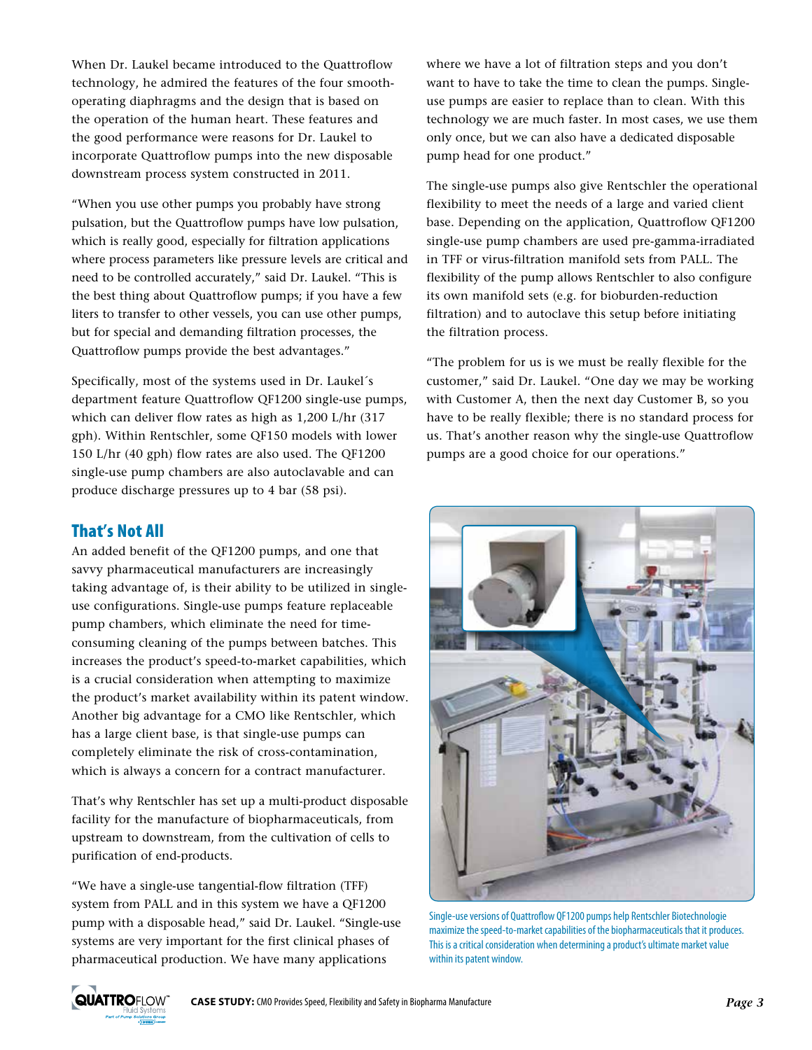When Dr. Laukel became introduced to the Quattroflow technology, he admired the features of the four smooth-operating diaphragms and the design that is based on the operation of the human heart. These features and the good performance were reasons for Dr. Laukel to incorporate Quattroflow pumps into the new disposable downstream process system constructed in 2011.

"When you use other pumps you probably have strong pulsation, but the Quattroflow pumps have low pulsation, which is really good, especially for filtration applications where process parameters like pressure levels are critical and need to be controlled accurately," said Dr. Laukel. "This is the best thing about Quattroflow pumps; if you have a few liters to transfer to other vessels, you can use other pumps, but for special and demanding filtration processes, the Quattroflow pumps provide the best advantages."

Specifically, most of the systems used in Dr. Laukel´s department feature Quattroflow QF1200 single-use pumps, which can deliver flow rates as high as 1,200 L/hr (317 gph). Within Rentschler, some QF150 models with lower 150 L/hr (40 gph) flow rates are also used. The QF1200 single-use pump chambers are also autoclavable and can produce discharge pressures up to 4 bar (58 psi).

## That's Not All

An added benefit of the QF1200 pumps, and one that savvy pharmaceutical manufacturers are increasingly taking advantage of, is their ability to be utilized in single-use configurations. Single-use pumps feature replaceable pump chambers, which eliminate the need for time-consuming cleaning of the pumps between batches. This increases the product's speed-to-market capabilities, which is a crucial consideration when attempting to maximize the product's market availability within its patent window. Another big advantage for a CMO like Rentschler, which has a large client base, is that single-use pumps can completely eliminate the risk of cross-contamination, which is always a concern for a contract manufacturer.

That's why Rentschler has set up a multi-product disposable facility for the manufacture of biopharmaceuticals, from upstream to downstream, from the cultivation of cells to purification of end-products.

"We have a single-use tangential-flow filtration (TFF) system from PALL and in this system we have a QF1200 pump with a disposable head," said Dr. Laukel. "Single-use systems are very important for the first clinical phases of pharmaceutical production. We have many applications where we have a lot of filtration steps and you don't want to have to take the time to clean the pumps. Single-use pumps are easier to replace than to clean. With this technology we are much faster. In most cases, we use them only once, but we can also have a dedicated disposable pump head for one product."

The single-use pumps also give Rentschler the operational flexibility to meet the needs of a large and varied client base. Depending on the application, Quattroflow QF1200 single-use pump chambers are used pre-gamma-irradiated in TFF or virus-filtration manifold sets from PALL. The flexibility of the pump allows Rentschler to also configure its own manifold sets (e.g. for bioburden-reduction filtration) and to autoclave this setup before initiating the filtration process.

"The problem for us is we must be really flexible for the customer," said Dr. Laukel. "One day we may be working with Customer A, then the next day Customer B, so you have to be really flexible; there is no standard process for us. That's another reason why the single-use Quattroflow pumps are a good choice for our operations."

Single-use versions of Quattroflow QF1200 pumps help Rentschler Biotechnologie maximize the speed-to-market capabilities of the biopharmaceuticals that it produces. This is a critical consideration when determining a product's ultimate market value within its patent window.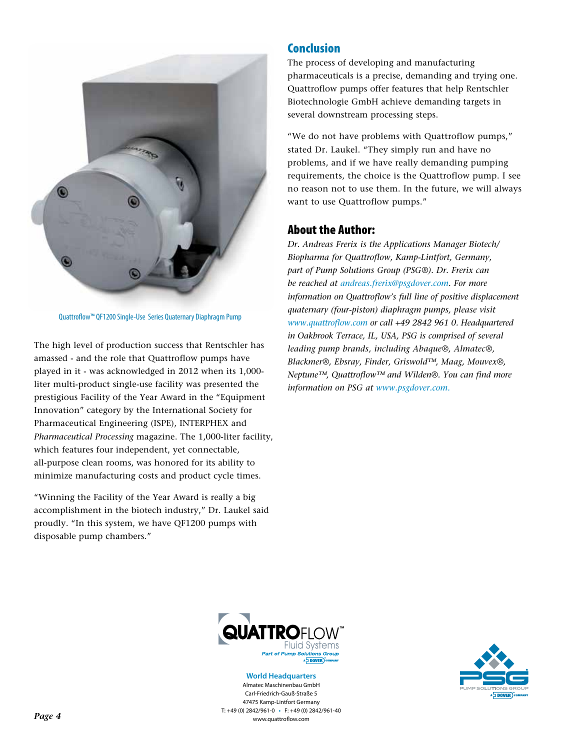Quattroflow™ QF1200 Single-Use Series Quaternary Diaphragm Pump

The high level of production success that Rentschler has amassed - and the role that Quattroflow pumps have played in it - was acknowledged in 2012 when its 1,000-liter multi-product single-use facility was presented the prestigious Facility of the Year Award in the "Equipment Innovation" category by the International Society for Pharmaceutical Engineering (ISPE), INTERPHEX and *Pharmaceutical Processing* magazine. The 1,000-liter facility, which features four independent, yet connectable, all-purpose clean rooms, was honored for its ability to minimize manufacturing costs and product cycle times.

"Winning the Facility of the Year Award is really a big accomplishment in the biotech industry," Dr. Laukel said proudly. "In this system, we have QF1200 pumps with disposable pump chambers."

## Conclusion

The process of developing and manufacturing pharmaceuticals is a precise, demanding and trying one. Quattroflow pumps offer features that help Rentschler Biotechnologie GmbH achieve demanding targets in several downstream processing steps.

"We do not have problems with Quattroflow pumps," stated Dr. Laukel. "They simply run and have no problems, and if we have really demanding pumping requirements, the choice is the Quattroflow pump. I see no reason not to use them. In the future, we will always want to use Quattroflow pumps."

## About the Author:

*Dr. Andreas Frerix is the Applications Manager Biotech/Biopharma for Quattroflow, Kamp-Lintfort, Germany, part of Pump Solutions Group (PSG®). Dr. Frerix can be reached at andreas.frerix@psgdover.com. For more information on Quattroflow's full line of positive displacement quaternary (four-piston) diaphragm pumps, please visit www.quattroflow.com or call +49 2842 961 0. Headquartered in Oakbrook Terrace, IL, USA, PSG is comprised of several leading pump brands, including Abaque®, Almatec®, Blackmer®, Ebsray, Finder, Griswold™, Maag, Mouvex®, Neptune™, Quattroflow™ and Wilden®. You can find more information on PSG at www.psgdover.com.*

QUATTROFLOW™ Fluid Systems
Part of Pump Solutions Group
A DOVER COMPANY

**World Headquarters**
Almatec Maschinenbau GmbH
Carl-Friedrich-Gauß-Straße 5
47475 Kamp-Lintfort Germany
T: +49 (0) 2842/961-0 • F: +49 (0) 2842/961-40
www.quattroflow.com

PSG PUMP SOLUTIONS GROUP
A DOVER COMPANY